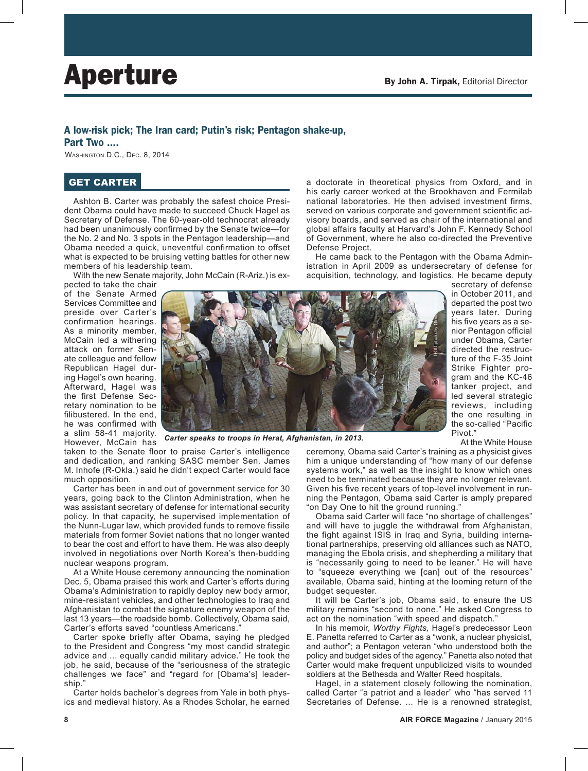# Aperture

**By John A. Tirpak,** Editorial Director

### A low-risk pick; The Iran card; Putin's risk; Pentagon shake-up, Part Two ....

WASHINGTON D.C., DEC. 8, 2014

## GET CARTER

Ashton B. Carter was probably the safest choice President Obama could have made to succeed Chuck Hagel as Secretary of Defense. The 60-year-old technocrat already had been unanimously confirmed by the Senate twice—for the No. 2 and No. 3 spots in the Pentagon leadership—and Obama needed a quick, uneventful confirmation to offset what is expected to be bruising vetting battles for other new members of his leadership team.

With the new Senate majority, John McCain (R-Ariz.) is expected to take the chair of the Senate Armed Services Committee and preside over Carter's confirmation hearings. As a minority member, McCain led a withering attack on former Senate colleague and fellow Republican Hagel during Hagel's own hearing. Afterward, Hagel was the first Defense Secretary nomination to be filibustered. In the end, he was confirmed with a slim 58-41 majority. However, McCain has taken to the Senate floor to praise Carter's intelligence and dedication, and ranking SASC member Sen. James M. Inhofe (R-Okla.) said he didn't expect Carter would face much opposition.

*Carter speaks to troops in Herat, Afghanistan, in 2013.*

Carter has been in and out of government service for 30 years, going back to the Clinton Administration, when he was assistant secretary of defense for international security policy. In that capacity, he supervised implementation of the Nunn-Lugar law, which provided funds to remove fissile materials from former Soviet nations that no longer wanted to bear the cost and effort to have them. He was also deeply involved in negotiations over North Korea's then-budding nuclear weapons program.

At a White House ceremony announcing the nomination Dec. 5, Obama praised this work and Carter's efforts during Obama's Administration to rapidly deploy new body armor, mine-resistant vehicles, and other technologies to Iraq and Afghanistan to combat the signature enemy weapon of the last 13 years—the roadside bomb. Collectively, Obama said, Carter's efforts saved "countless Americans."

Carter spoke briefly after Obama, saying he pledged to the President and Congress "my most candid strategic advice and ... equally candid military advice." He took the job, he said, because of the "seriousness of the strategic challenges we face" and "regard for [Obama's] leadership."

Carter holds bachelor's degrees from Yale in both physics and medieval history. As a Rhodes Scholar, he earned a doctorate in theoretical physics from Oxford, and in his early career worked at the Brookhaven and Fermilab national laboratories. He then advised investment firms, served on various corporate and government scientific advisory boards, and served as chair of the international and global affairs faculty at Harvard's John F. Kennedy School of Government, where he also co-directed the Preventive Defense Project.

He came back to the Pentagon with the Obama Administration in April 2009 as undersecretary of defense for acquisition, technology, and logistics. He became deputy secretary of defense in October 2011, and departed the post two years later. During his five years as a senior Pentagon official under Obama, Carter directed the restructure of the F-35 Joint Strike Fighter program and the KC-46 tanker project, and led several strategic reviews, including the one resulting in the so-called "Pacific Pivot."

At the White House ceremony, Obama said Carter's training as a physicist gives him a unique understanding of "how many of our defense systems work," as well as the insight to know which ones need to be terminated because they are no longer relevant. Given his five recent years of top-level involvement in running the Pentagon, Obama said Carter is amply prepared "on Day One to hit the ground running."

Obama said Carter will face "no shortage of challenges" and will have to juggle the withdrawal from Afghanistan, the fight against ISIS in Iraq and Syria, building international partnerships, preserving old alliances such as NATO, managing the Ebola crisis, and shepherding a military that is "necessarily going to need to be leaner." He will have to "squeeze everything we [can] out of the resources" available, Obama said, hinting at the looming return of the budget sequester.

It will be Carter's job, Obama said, to ensure the US military remains "second to none." He asked Congress to act on the nomination "with speed and dispatch."

In his memoir, *Worthy Fights,* Hagel's predecessor Leon E. Panetta referred to Carter as a "wonk, a nuclear physicist, and author"; a Pentagon veteran "who understood both the policy and budget sides of the agency." Panetta also noted that Carter would make frequent unpublicized visits to wounded soldiers at the Bethesda and Walter Reed hospitals.

Hagel, in a statement closely following the nomination, called Carter "a patriot and a leader" who "has served 11 Secretaries of Defense. ... He is a renowned strategist,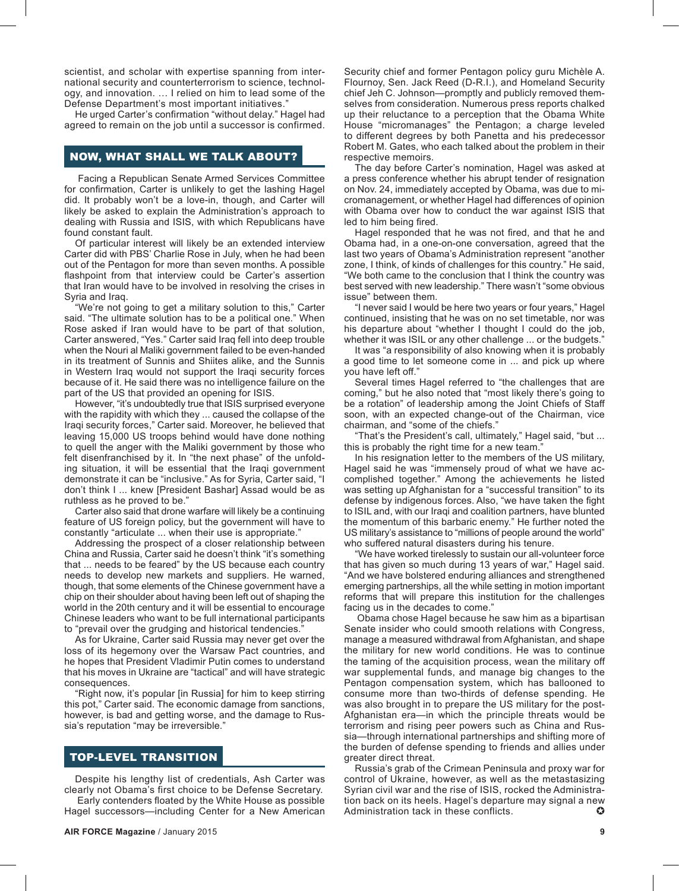scientist, and scholar with expertise spanning from international security and counterterrorism to science, technology, and innovation. … I relied on him to lead some of the Defense Department's most important initiatives."

He urged Carter's confirmation "without delay." Hagel had agreed to remain on the job until a successor is confirmed.

## NOW, WHAT SHALL WE TALK ABOUT?

Facing a Republican Senate Armed Services Committee for confirmation, Carter is unlikely to get the lashing Hagel did. It probably won't be a love-in, though, and Carter will likely be asked to explain the Administration's approach to dealing with Russia and ISIS, with which Republicans have found constant fault.

Of particular interest will likely be an extended interview Carter did with PBS' Charlie Rose in July, when he had been out of the Pentagon for more than seven months. A possible flashpoint from that interview could be Carter's assertion that Iran would have to be involved in resolving the crises in Syria and Iraq.

"We're not going to get a military solution to this," Carter said. "The ultimate solution has to be a political one." When Rose asked if Iran would have to be part of that solution, Carter answered, "Yes." Carter said Iraq fell into deep trouble when the Nouri al Maliki government failed to be even-handed in its treatment of Sunnis and Shiites alike, and the Sunnis in Western Iraq would not support the Iraqi security forces because of it. He said there was no intelligence failure on the part of the US that provided an opening for ISIS.

However, "it's undoubtedly true that ISIS surprised everyone with the rapidity with which they ... caused the collapse of the Iraqi security forces," Carter said. Moreover, he believed that leaving 15,000 US troops behind would have done nothing to quell the anger with the Maliki government by those who felt disenfranchised by it. In "the next phase" of the unfolding situation, it will be essential that the Iraqi government demonstrate it can be "inclusive." As for Syria, Carter said, "I don't think I ... knew [President Bashar] Assad would be as ruthless as he proved to be."

Carter also said that drone warfare will likely be a continuing feature of US foreign policy, but the government will have to constantly "articulate ... when their use is appropriate."

Addressing the prospect of a closer relationship between China and Russia, Carter said he doesn't think "it's something that ... needs to be feared" by the US because each country needs to develop new markets and suppliers. He warned, though, that some elements of the Chinese government have a chip on their shoulder about having been left out of shaping the world in the 20th century and it will be essential to encourage Chinese leaders who want to be full international participants to "prevail over the grudging and historical tendencies."

As for Ukraine, Carter said Russia may never get over the loss of its hegemony over the Warsaw Pact countries, and he hopes that President Vladimir Putin comes to understand that his moves in Ukraine are "tactical" and will have strategic consequences.

"Right now, it's popular [in Russia] for him to keep stirring this pot," Carter said. The economic damage from sanctions, however, is bad and getting worse, and the damage to Russia's reputation "may be irreversible."

## TOP-LEVEL TRANSITION

Despite his lengthy list of credentials, Ash Carter was clearly not Obama's first choice to be Defense Secretary.

Early contenders floated by the White House as possible Hagel successors—including Center for a New American Security chief and former Pentagon policy guru Michèle A. Flournoy, Sen. Jack Reed (D-R.I.), and Homeland Security chief Jeh C. Johnson—promptly and publicly removed themselves from consideration. Numerous press reports chalked up their reluctance to a perception that the Obama White House "micromanages" the Pentagon; a charge leveled to different degrees by both Panetta and his predecessor Robert M. Gates, who each talked about the problem in their respective memoirs.

The day before Carter's nomination, Hagel was asked at a press conference whether his abrupt tender of resignation on Nov. 24, immediately accepted by Obama, was due to micromanagement, or whether Hagel had differences of opinion with Obama over how to conduct the war against ISIS that led to him being fired.

Hagel responded that he was not fired, and that he and Obama had, in a one-on-one conversation, agreed that the last two years of Obama's Administration represent "another zone, I think, of kinds of challenges for this country." He said, "We both came to the conclusion that I think the country was best served with new leadership." There wasn't "some obvious issue" between them.

"I never said I would be here two years or four years," Hagel continued, insisting that he was on no set timetable, nor was his departure about "whether I thought I could do the job, whether it was ISIL or any other challenge ... or the budgets."

It was "a responsibility of also knowing when it is probably a good time to let someone come in ... and pick up where you have left off."

Several times Hagel referred to "the challenges that are coming," but he also noted that "most likely there's going to be a rotation" of leadership among the Joint Chiefs of Staff soon, with an expected change-out of the Chairman, vice chairman, and "some of the chiefs."

"That's the President's call, ultimately," Hagel said, "but ... this is probably the right time for a new team."

In his resignation letter to the members of the US military, Hagel said he was "immensely proud of what we have accomplished together." Among the achievements he listed was setting up Afghanistan for a "successful transition" to its defense by indigenous forces. Also, "we have taken the fight to ISIL and, with our Iraqi and coalition partners, have blunted the momentum of this barbaric enemy." He further noted the US military's assistance to "millions of people around the world" who suffered natural disasters during his tenure.

"We have worked tirelessly to sustain our all-volunteer force that has given so much during 13 years of war," Hagel said. "And we have bolstered enduring alliances and strengthened emerging partnerships, all the while setting in motion important reforms that will prepare this institution for the challenges facing us in the decades to come."

Obama chose Hagel because he saw him as a bipartisan Senate insider who could smooth relations with Congress, manage a measured withdrawal from Afghanistan, and shape the military for new world conditions. He was to continue the taming of the acquisition process, wean the military off war supplemental funds, and manage big changes to the Pentagon compensation system, which has ballooned to consume more than two-thirds of defense spending. He was also brought in to prepare the US military for the post-Afghanistan era—in which the principle threats would be terrorism and rising peer powers such as China and Russia—through international partnerships and shifting more of the burden of defense spending to friends and allies under greater direct threat.

Russia's grab of the Crimean Peninsula and proxy war for control of Ukraine, however, as well as the metastasizing Syrian civil war and the rise of ISIS, rocked the Administration back on its heels. Hagel's departure may signal a new Administration tack in these conflicts. ✪